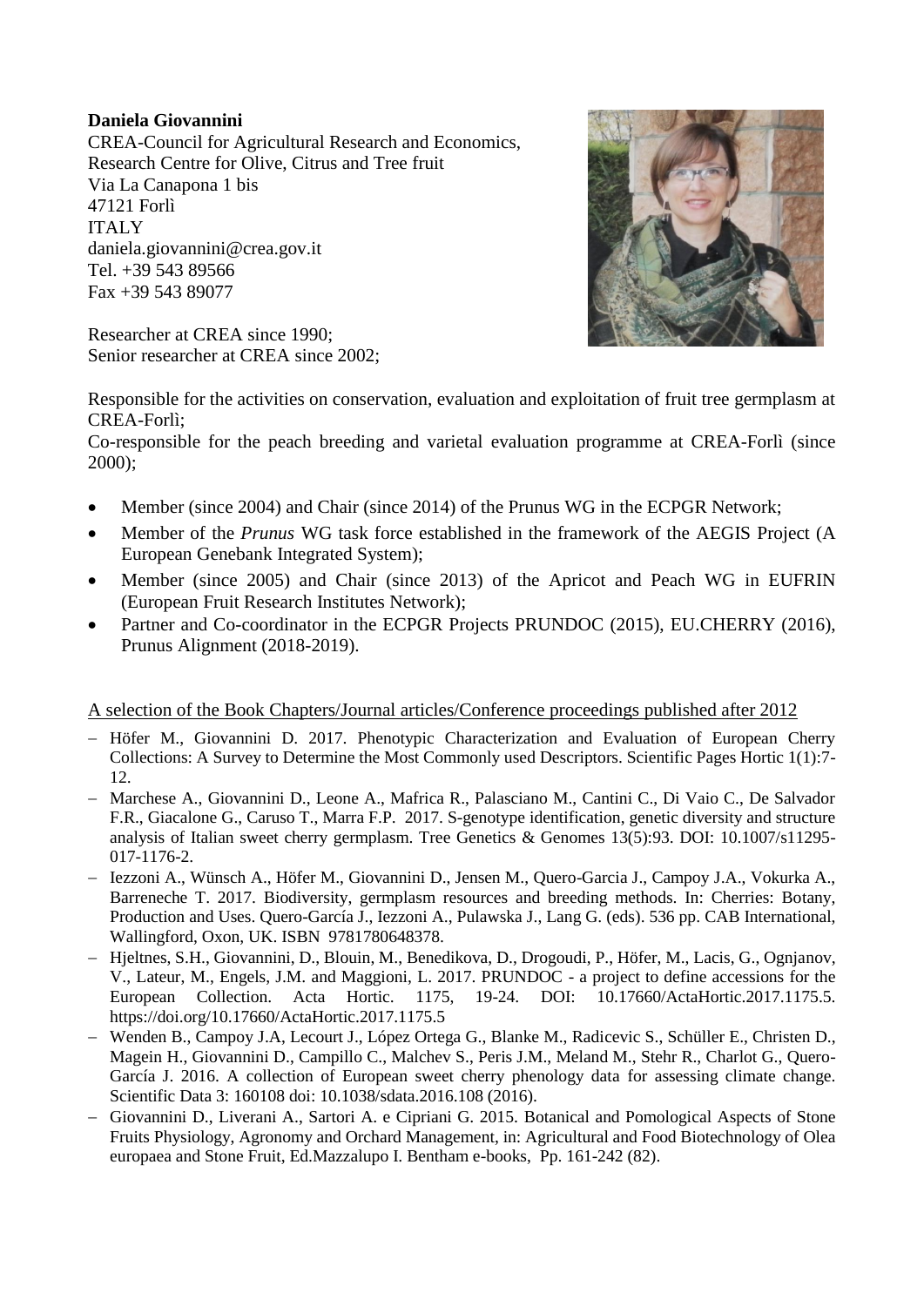**Daniela Giovannini**
CREA-Council for Agricultural Research and Economics,
Research Centre for Olive, Citrus and Tree fruit
Via La Canapona 1 bis
47121 Forlì
ITALY
daniela.giovannini@crea.gov.it
Tel. +39 543 89566
Fax +39 543 89077

Researcher at CREA since 1990;
Senior researcher at CREA since 2002;

Responsible for the activities on conservation, evaluation and exploitation of fruit tree germplasm at CREA-Forlì;
Co-responsible for the peach breeding and varietal evaluation programme at CREA-Forlì (since 2000);

- Member (since 2004) and Chair (since 2014) of the Prunus WG in the ECPGR Network;
- Member of the *Prunus* WG task force established in the framework of the AEGIS Project (A European Genebank Integrated System);
- Member (since 2005) and Chair (since 2013) of the Apricot and Peach WG in EUFRIN (European Fruit Research Institutes Network);
- Partner and Co-coordinator in the ECPGR Projects PRUNDOC (2015), EU.CHERRY (2016), Prunus Alignment (2018-2019).

A selection of the Book Chapters/Journal articles/Conference proceedings published after 2012

- Höfer M., Giovannini D. 2017. Phenotypic Characterization and Evaluation of European Cherry Collections: A Survey to Determine the Most Commonly used Descriptors. Scientific Pages Hortic 1(1):7-12.
- Marchese A., Giovannini D., Leone A., Mafrica R., Palasciano M., Cantini C., Di Vaio C., De Salvador F.R., Giacalone G., Caruso T., Marra F.P. 2017. S-genotype identification, genetic diversity and structure analysis of Italian sweet cherry germplasm. Tree Genetics & Genomes 13(5):93. DOI: 10.1007/s11295-017-1176-2.
- Iezzoni A., Wünsch A., Höfer M., Giovannini D., Jensen M., Quero-Garcia J., Campoy J.A., Vokurka A., Barreneche T. 2017. Biodiversity, germplasm resources and breeding methods. In: Cherries: Botany, Production and Uses. Quero-García J., Iezzoni A., Pulawska J., Lang G. (eds). 536 pp. CAB International, Wallingford, Oxon, UK. ISBN 9781780648378.
- Hjeltnes, S.H., Giovannini, D., Blouin, M., Benedikova, D., Drogoudi, P., Höfer, M., Lacis, G., Ognjanov, V., Lateur, M., Engels, J.M. and Maggioni, L. 2017. PRUNDOC - a project to define accessions for the European Collection. Acta Hortic. 1175, 19-24. DOI: 10.17660/ActaHortic.2017.1175.5. https://doi.org/10.17660/ActaHortic.2017.1175.5
- Wenden B., Campoy J.A, Lecourt J., López Ortega G., Blanke M., Radicevic S., Schüller E., Christen D., Magein H., Giovannini D., Campillo C., Malchev S., Peris J.M., Meland M., Stehr R., Charlot G., Quero-García J. 2016. A collection of European sweet cherry phenology data for assessing climate change. Scientific Data 3: 160108 doi: 10.1038/sdata.2016.108 (2016).
- Giovannini D., Liverani A., Sartori A. e Cipriani G. 2015. Botanical and Pomological Aspects of Stone Fruits Physiology, Agronomy and Orchard Management, in: Agricultural and Food Biotechnology of Olea europaea and Stone Fruit, Ed.Mazzalupo I. Bentham e-books, Pp. 161-242 (82).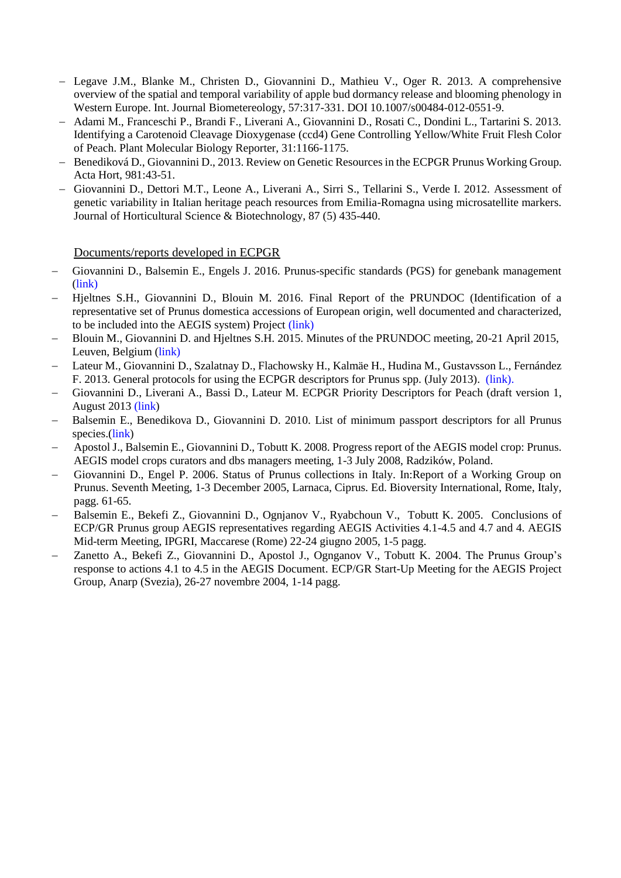- Legave J.M., Blanke M., Christen D., Giovannini D., Mathieu V., Oger R. 2013. A comprehensive overview of the spatial and temporal variability of apple bud dormancy release and blooming phenology in Western Europe. Int. Journal Biometereology, 57:317-331. DOI 10.1007/s00484-012-0551-9.
- Adami M., Franceschi P., Brandi F., Liverani A., Giovannini D., Rosati C., Dondini L., Tartarini S. 2013. Identifying a Carotenoid Cleavage Dioxygenase (ccd4) Gene Controlling Yellow/White Fruit Flesh Color of Peach. Plant Molecular Biology Reporter, 31:1166-1175.
- Benediková D., Giovannini D., 2013. Review on Genetic Resources in the ECPGR Prunus Working Group. Acta Hort, 981:43-51.
- Giovannini D., Dettori M.T., Leone A., Liverani A., Sirri S., Tellarini S., Verde I. 2012. Assessment of genetic variability in Italian heritage peach resources from Emilia-Romagna using microsatellite markers. Journal of Horticultural Science & Biotechnology, 87 (5) 435-440.

Documents/reports developed in ECPGR

- Giovannini D., Balsemin E., Engels J. 2016. Prunus-specific standards (PGS) for genebank management (link)
- Hjeltnes S.H., Giovannini D., Blouin M. 2016. Final Report of the PRUNDOC (Identification of a representative set of Prunus domestica accessions of European origin, well documented and characterized, to be included into the AEGIS system) Project (link)
- Blouin M., Giovannini D. and Hjeltnes S.H. 2015. Minutes of the PRUNDOC meeting, 20-21 April 2015, Leuven, Belgium (link)
- Lateur M., Giovannini D., Szalatnay D., Flachowsky H., Kalmäe H., Hudina M., Gustavsson L., Fernández F. 2013. General protocols for using the ECPGR descriptors for Prunus spp. (July 2013). (link).
- Giovannini D., Liverani A., Bassi D., Lateur M. ECPGR Priority Descriptors for Peach (draft version 1, August 2013 (link)
- Balsemin E., Benedikova D., Giovannini D. 2010. List of minimum passport descriptors for all Prunus species.(link)
- Apostol J., Balsemin E., Giovannini D., Tobutt K. 2008. Progress report of the AEGIS model crop: Prunus. AEGIS model crops curators and dbs managers meeting, 1-3 July 2008, Radzików, Poland.
- Giovannini D., Engel P. 2006. Status of Prunus collections in Italy. In:Report of a Working Group on Prunus. Seventh Meeting, 1-3 December 2005, Larnaca, Ciprus. Ed. Bioversity International, Rome, Italy, pagg. 61-65.
- Balsemin E., Bekefi Z., Giovannini D., Ognjanov V., Ryabchoun V., Tobutt K. 2005. Conclusions of ECP/GR Prunus group AEGIS representatives regarding AEGIS Activities 4.1-4.5 and 4.7 and 4. AEGIS Mid-term Meeting, IPGRI, Maccarese (Rome) 22-24 giugno 2005, 1-5 pagg.
- Zanetto A., Bekefi Z., Giovannini D., Apostol J., Ognganov V., Tobutt K. 2004. The Prunus Group's response to actions 4.1 to 4.5 in the AEGIS Document. ECP/GR Start-Up Meeting for the AEGIS Project Group, Anarp (Svezia), 26-27 novembre 2004, 1-14 pagg.